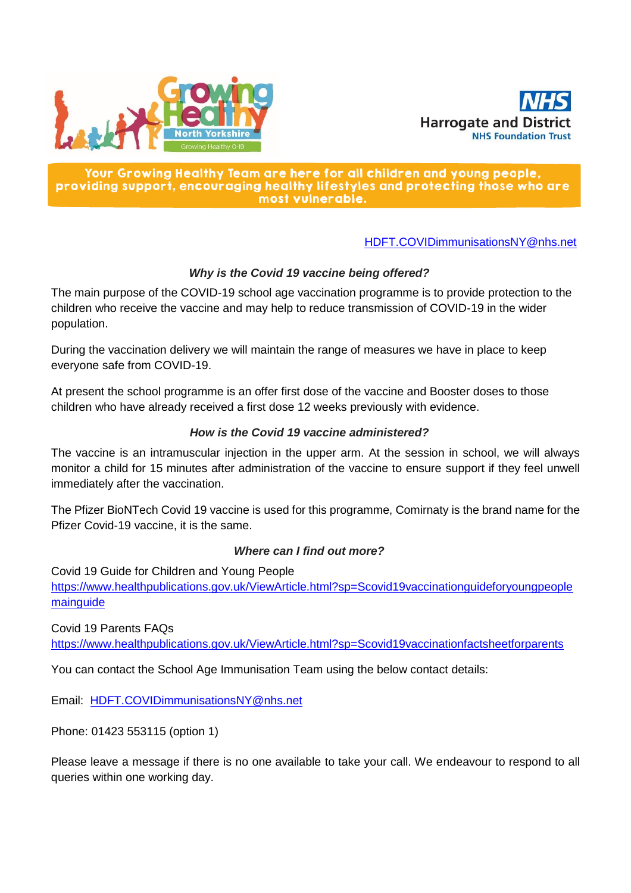Growing Healthy North Yorkshire — Growing Healthy 0-19

NHS Harrogate and District NHS Foundation Trust

**Your Growing Healthy Team are here for all children and young people, providing support, encouraging healthy lifestyles and protecting those who are most vulnerable.**

HDFT.COVIDimmunisationsNY@nhs.net

### *Why is the Covid 19 vaccine being offered?*

The main purpose of the COVID-19 school age vaccination programme is to provide protection to the children who receive the vaccine and may help to reduce transmission of COVID-19 in the wider population.

During the vaccination delivery we will maintain the range of measures we have in place to keep everyone safe from COVID-19.

At present the school programme is an offer first dose of the vaccine and Booster doses to those children who have already received a first dose 12 weeks previously with evidence.

### *How is the Covid 19 vaccine administered?*

The vaccine is an intramuscular injection in the upper arm. At the session in school, we will always monitor a child for 15 minutes after administration of the vaccine to ensure support if they feel unwell immediately after the vaccination.

The Pfizer BioNTech Covid 19 vaccine is used for this programme, Comirnaty is the brand name for the Pfizer Covid-19 vaccine, it is the same.

### *Where can I find out more?*

Covid 19 Guide for Children and Young People
https://www.healthpublications.gov.uk/ViewArticle.html?sp=Scovid19vaccinationguideforyoungpeoplemainguide

Covid 19 Parents FAQs
https://www.healthpublications.gov.uk/ViewArticle.html?sp=Scovid19vaccinationfactsheetforparents

You can contact the School Age Immunisation Team using the below contact details:

Email: HDFT.COVIDimmunisationsNY@nhs.net

Phone: 01423 553115 (option 1)

Please leave a message if there is no one available to take your call. We endeavour to respond to all queries within one working day.